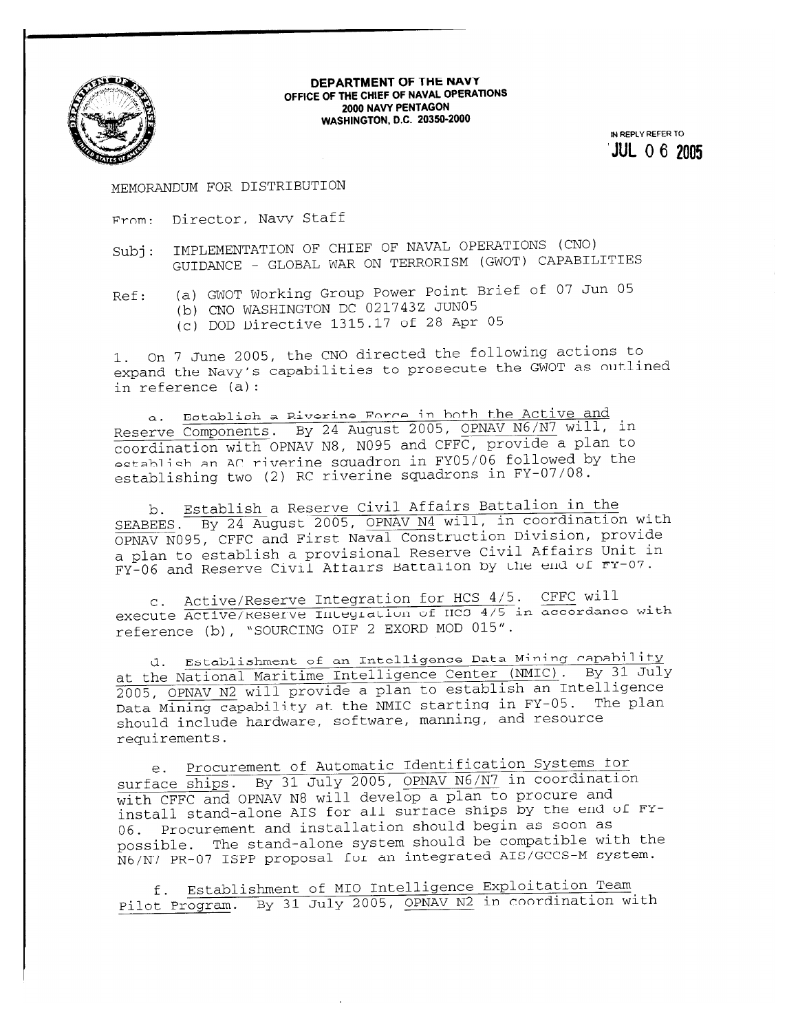**DEPARTMENT OF THE NAVY**
**OFFICE OF THE CHIEF OF NAVAL OPERATIONS**
**2000 NAVY PENTAGON**
**WASHINGTON, D.C. 20350-2000**

IN REPLY REFER TO
**JUL 0 6 2005**

MEMORANDUM FOR DISTRIBUTION

From: Director, Navy Staff

Subj: IMPLEMENTATION OF CHIEF OF NAVAL OPERATIONS (CNO) GUIDANCE - GLOBAL WAR ON TERRORISM (GWOT) CAPABILITIES

Ref: (a) GWOT Working Group Power Point Brief of 07 Jun 05
(b) CNO WASHINGTON DC 021743Z JUN05
(c) DOD Directive 1315.17 of 28 Apr 05

1. On 7 June 2005, the CNO directed the following actions to expand the Navy's capabilities to prosecute the GWOT as outlined in reference (a):

a. Establish a Riverine Force in both the Active and Reserve Components. By 24 August 2005, OPNAV N6/N7 will, in coordination with OPNAV N8, N095 and CFFC, provide a plan to establish an AC riverine squadron in FY05/06 followed by the establishing two (2) RC riverine squadrons in FY-07/08.

b. Establish a Reserve Civil Affairs Battalion in the SEABEES. By 24 August 2005, OPNAV N4 will, in coordination with OPNAV N095, CFFC and First Naval Construction Division, provide a plan to establish a provisional Reserve Civil Affairs Unit in FY-06 and Reserve Civil Affairs Battalion by the end of FY-07.

c. Active/Reserve Integration for HCS 4/5. CFFC will execute Active/Reserve Integration of HCS 4/5 in accordance with reference (b), "SOURCING OIF 2 EXORD MOD 015".

d. Establishment of an Intelligence Data Mining capability at the National Maritime Intelligence Center (NMIC). By 31 July 2005, OPNAV N2 will provide a plan to establish an Intelligence Data Mining capability at the NMIC starting in FY-05. The plan should include hardware, software, manning, and resource requirements.

e. Procurement of Automatic Identification Systems for surface ships. By 31 July 2005, OPNAV N6/N7 in coordination with CFFC and OPNAV N8 will develop a plan to procure and install stand-alone AIS for all surface ships by the end of FY-06. Procurement and installation should begin as soon as possible. The stand-alone system should be compatible with the N6/N7 PR-07 ISPP proposal for an integrated AIS/GCCS-M system.

f. Establishment of MIO Intelligence Exploitation Team Pilot Program. By 31 July 2005, OPNAV N2 in coordination with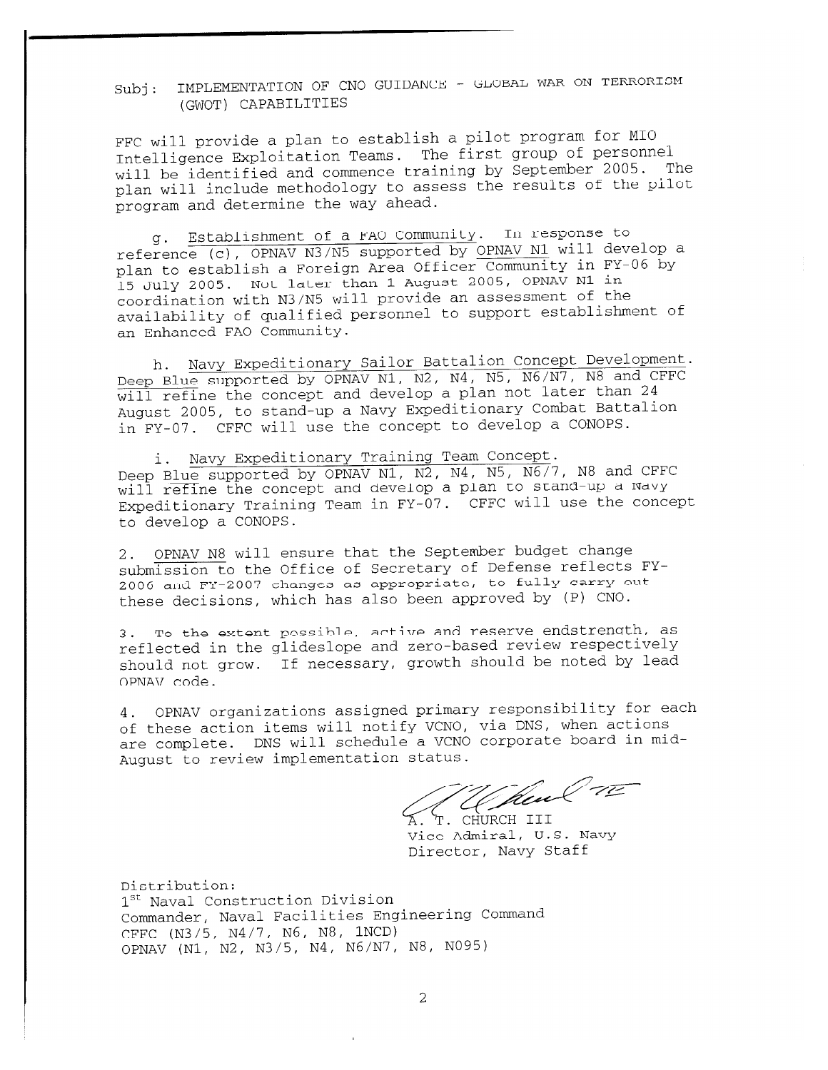Subj: IMPLEMENTATION OF CNO GUIDANCE - GLOBAL WAR ON TERRORISM (GWOT) CAPABILITIES

FFC will provide a plan to establish a pilot program for MIO Intelligence Exploitation Teams. The first group of personnel will be identified and commence training by September 2005. The plan will include methodology to assess the results of the pilot program and determine the way ahead.

g. Establishment of a FAO Community. In response to reference (c), OPNAV N3/N5 supported by OPNAV N1 will develop a plan to establish a Foreign Area Officer Community in FY-06 by 15 July 2005. Not later than 1 August 2005, OPNAV N1 in coordination with N3/N5 will provide an assessment of the availability of qualified personnel to support establishment of an Enhanced FAO Community.

h. Navy Expeditionary Sailor Battalion Concept Development. Deep Blue supported by OPNAV N1, N2, N4, N5, N6/N7, N8 and CFFC will refine the concept and develop a plan not later than 24 August 2005, to stand-up a Navy Expeditionary Combat Battalion in FY-07. CFFC will use the concept to develop a CONOPS.

i. Navy Expeditionary Training Team Concept. Deep Blue supported by OPNAV N1, N2, N4, N5, N6/7, N8 and CFFC will refine the concept and develop a plan to stand-up a Navy Expeditionary Training Team in FY-07. CFFC will use the concept to develop a CONOPS.

2. OPNAV N8 will ensure that the September budget change submission to the Office of Secretary of Defense reflects FY-2006 and FY-2007 changes as appropriate, to fully carry out these decisions, which has also been approved by (P) CNO.

3. To the extent possible, active and reserve endstrength, as reflected in the glideslope and zero-based review respectively should not grow. If necessary, growth should be noted by lead OPNAV code.

4. OPNAV organizations assigned primary responsibility for each of these action items will notify VCNO, via DNS, when actions are complete. DNS will schedule a VCNO corporate board in mid-August to review implementation status.

A. T. CHURCH III
Vice Admiral, U.S. Navy
Director, Navy Staff

Distribution:
1st Naval Construction Division
Commander, Naval Facilities Engineering Command
CFFC (N3/5, N4/7, N6, N8, 1NCD)
OPNAV (N1, N2, N3/5, N4, N6/N7, N8, N095)